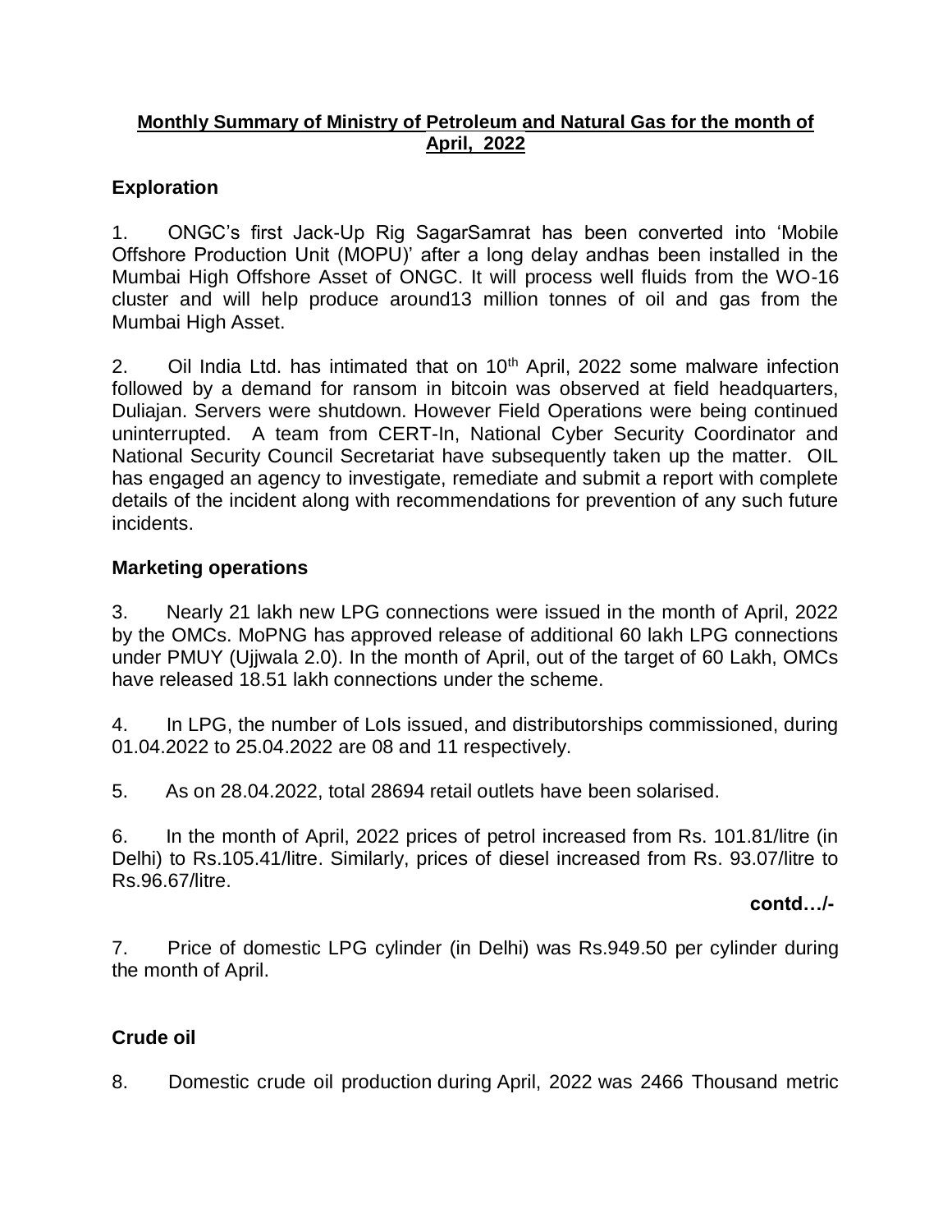**Monthly Summary of Ministry of Petroleum and Natural Gas for the month of April, 2022**

## Exploration

1. ONGC's first Jack-Up Rig SagarSamrat has been converted into 'Mobile Offshore Production Unit (MOPU)' after a long delay andhas been installed in the Mumbai High Offshore Asset of ONGC. It will process well fluids from the WO-16 cluster and will help produce around13 million tonnes of oil and gas from the Mumbai High Asset.

2. Oil India Ltd. has intimated that on 10th April, 2022 some malware infection followed by a demand for ransom in bitcoin was observed at field headquarters, Duliajan. Servers were shutdown. However Field Operations were being continued uninterrupted. A team from CERT-In, National Cyber Security Coordinator and National Security Council Secretariat have subsequently taken up the matter. OIL has engaged an agency to investigate, remediate and submit a report with complete details of the incident along with recommendations for prevention of any such future incidents.

## Marketing operations

3. Nearly 21 lakh new LPG connections were issued in the month of April, 2022 by the OMCs. MoPNG has approved release of additional 60 lakh LPG connections under PMUY (Ujjwala 2.0). In the month of April, out of the target of 60 Lakh, OMCs have released 18.51 lakh connections under the scheme.

4. In LPG, the number of LoIs issued, and distributorships commissioned, during 01.04.2022 to 25.04.2022 are 08 and 11 respectively.

5. As on 28.04.2022, total 28694 retail outlets have been solarised.

6. In the month of April, 2022 prices of petrol increased from Rs. 101.81/litre (in Delhi) to Rs.105.41/litre. Similarly, prices of diesel increased from Rs. 93.07/litre to Rs.96.67/litre.

**contd…/-**

7. Price of domestic LPG cylinder (in Delhi) was Rs.949.50 per cylinder during the month of April.

## Crude oil

8. Domestic crude oil production during April, 2022 was 2466 Thousand metric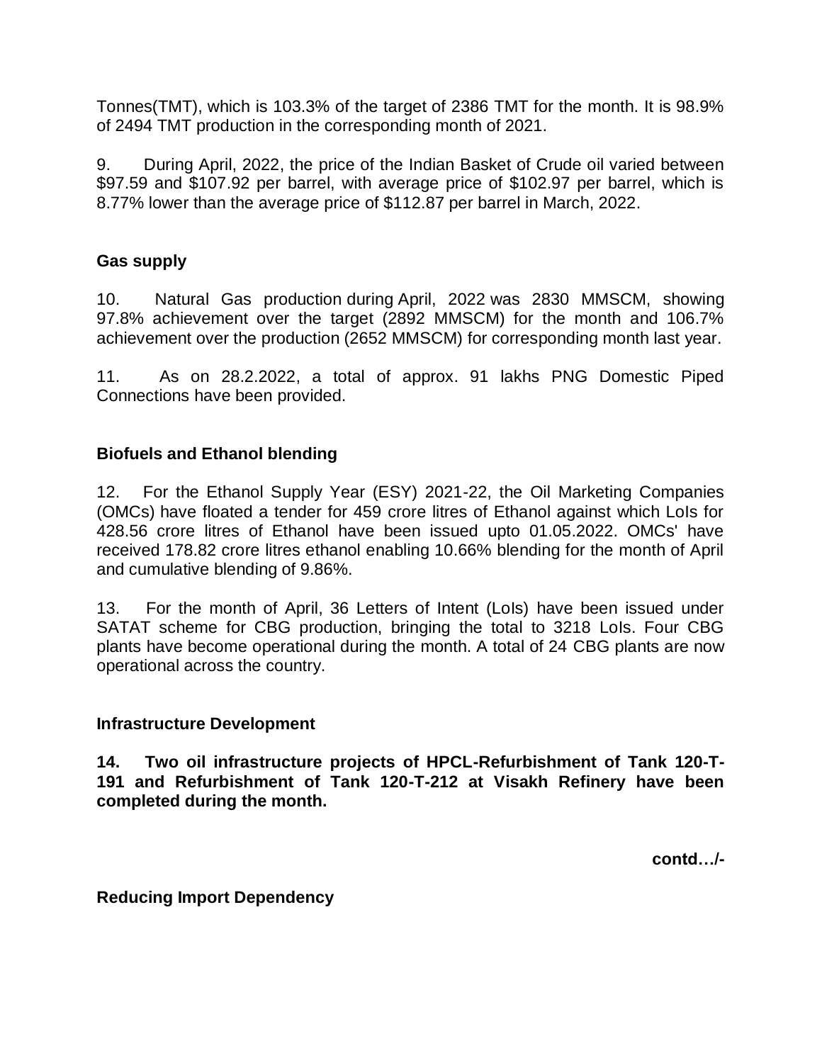Tonnes(TMT), which is 103.3% of the target of 2386 TMT for the month. It is 98.9% of 2494 TMT production in the corresponding month of 2021.

9. During April, 2022, the price of the Indian Basket of Crude oil varied between \$97.59 and \$107.92 per barrel, with average price of \$102.97 per barrel, which is 8.77% lower than the average price of \$112.87 per barrel in March, 2022.

**Gas supply**

10. Natural Gas production during April, 2022 was 2830 MMSCM, showing 97.8% achievement over the target (2892 MMSCM) for the month and 106.7% achievement over the production (2652 MMSCM) for corresponding month last year.

11. As on 28.2.2022, a total of approx. 91 lakhs PNG Domestic Piped Connections have been provided.

**Biofuels and Ethanol blending**

12. For the Ethanol Supply Year (ESY) 2021-22, the Oil Marketing Companies (OMCs) have floated a tender for 459 crore litres of Ethanol against which LoIs for 428.56 crore litres of Ethanol have been issued upto 01.05.2022. OMCs' have received 178.82 crore litres ethanol enabling 10.66% blending for the month of April and cumulative blending of 9.86%.

13. For the month of April, 36 Letters of Intent (LoIs) have been issued under SATAT scheme for CBG production, bringing the total to 3218 LoIs. Four CBG plants have become operational during the month. A total of 24 CBG plants are now operational across the country.

**Infrastructure Development**

**14. Two oil infrastructure projects of HPCL-Refurbishment of Tank 120-T-191 and Refurbishment of Tank 120-T-212 at Visakh Refinery have been completed during the month.**

**contd…/-**

**Reducing Import Dependency**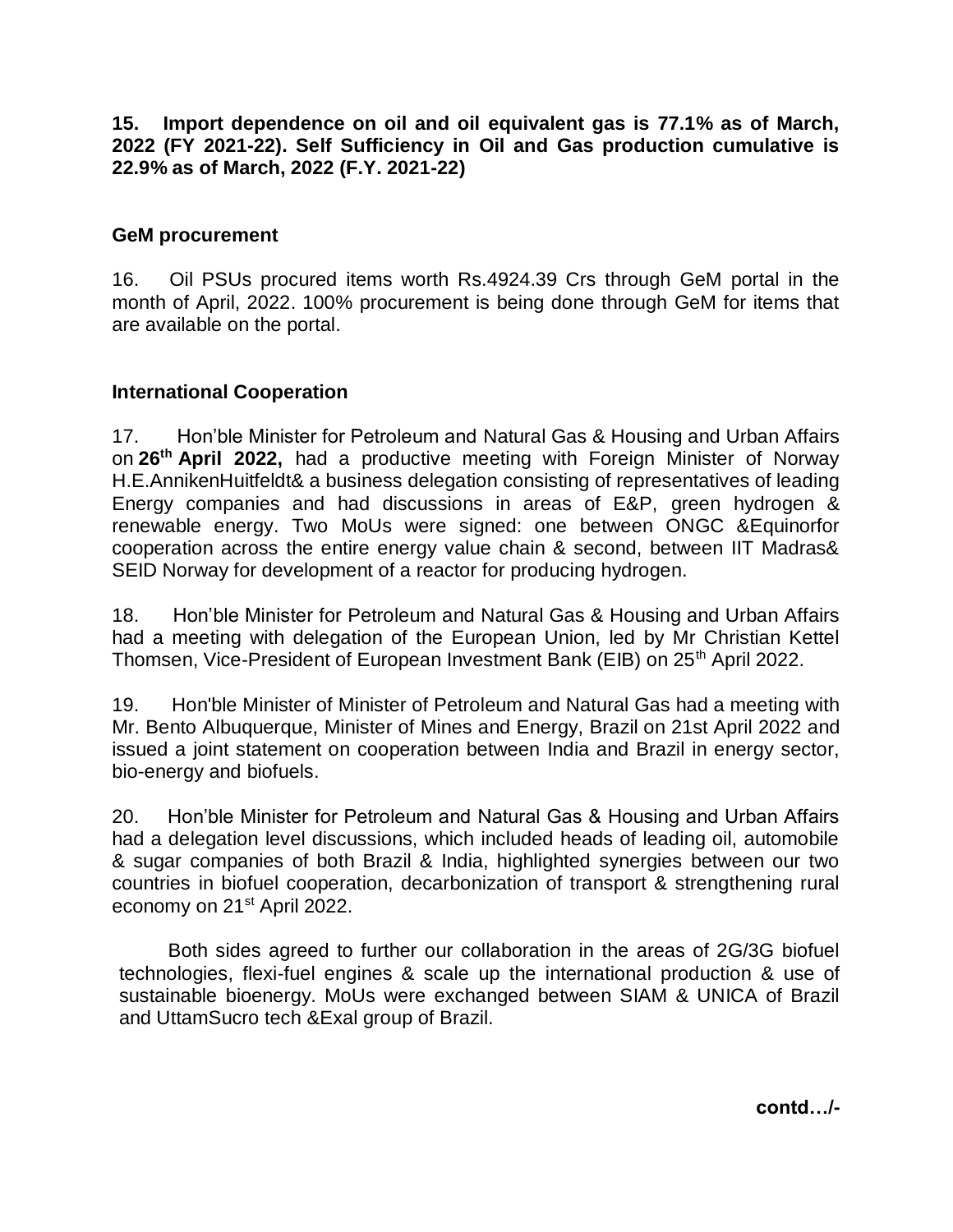**15. Import dependence on oil and oil equivalent gas is 77.1% as of March, 2022 (FY 2021-22). Self Sufficiency in Oil and Gas production cumulative is 22.9% as of March, 2022 (F.Y. 2021-22)**

### GeM procurement

16. Oil PSUs procured items worth Rs.4924.39 Crs through GeM portal in the month of April, 2022. 100% procurement is being done through GeM for items that are available on the portal.

### International Cooperation

17. Hon'ble Minister for Petroleum and Natural Gas & Housing and Urban Affairs on **26th April 2022,** had a productive meeting with Foreign Minister of Norway H.E.AnnikenHuitfeldt& a business delegation consisting of representatives of leading Energy companies and had discussions in areas of E&P, green hydrogen & renewable energy. Two MoUs were signed: one between ONGC &Equinorfor cooperation across the entire energy value chain & second, between IIT Madras& SEID Norway for development of a reactor for producing hydrogen.

18. Hon'ble Minister for Petroleum and Natural Gas & Housing and Urban Affairs had a meeting with delegation of the European Union, led by Mr Christian Kettel Thomsen, Vice-President of European Investment Bank (EIB) on 25th April 2022.

19. Hon'ble Minister of Minister of Petroleum and Natural Gas had a meeting with Mr. Bento Albuquerque, Minister of Mines and Energy, Brazil on 21st April 2022 and issued a joint statement on cooperation between India and Brazil in energy sector, bio-energy and biofuels.

20. Hon'ble Minister for Petroleum and Natural Gas & Housing and Urban Affairs had a delegation level discussions, which included heads of leading oil, automobile & sugar companies of both Brazil & India, highlighted synergies between our two countries in biofuel cooperation, decarbonization of transport & strengthening rural economy on 21st April 2022.

Both sides agreed to further our collaboration in the areas of 2G/3G biofuel technologies, flexi-fuel engines & scale up the international production & use of sustainable bioenergy. MoUs were exchanged between SIAM & UNICA of Brazil and UttamSucro tech &Exal group of Brazil.

**contd…/-**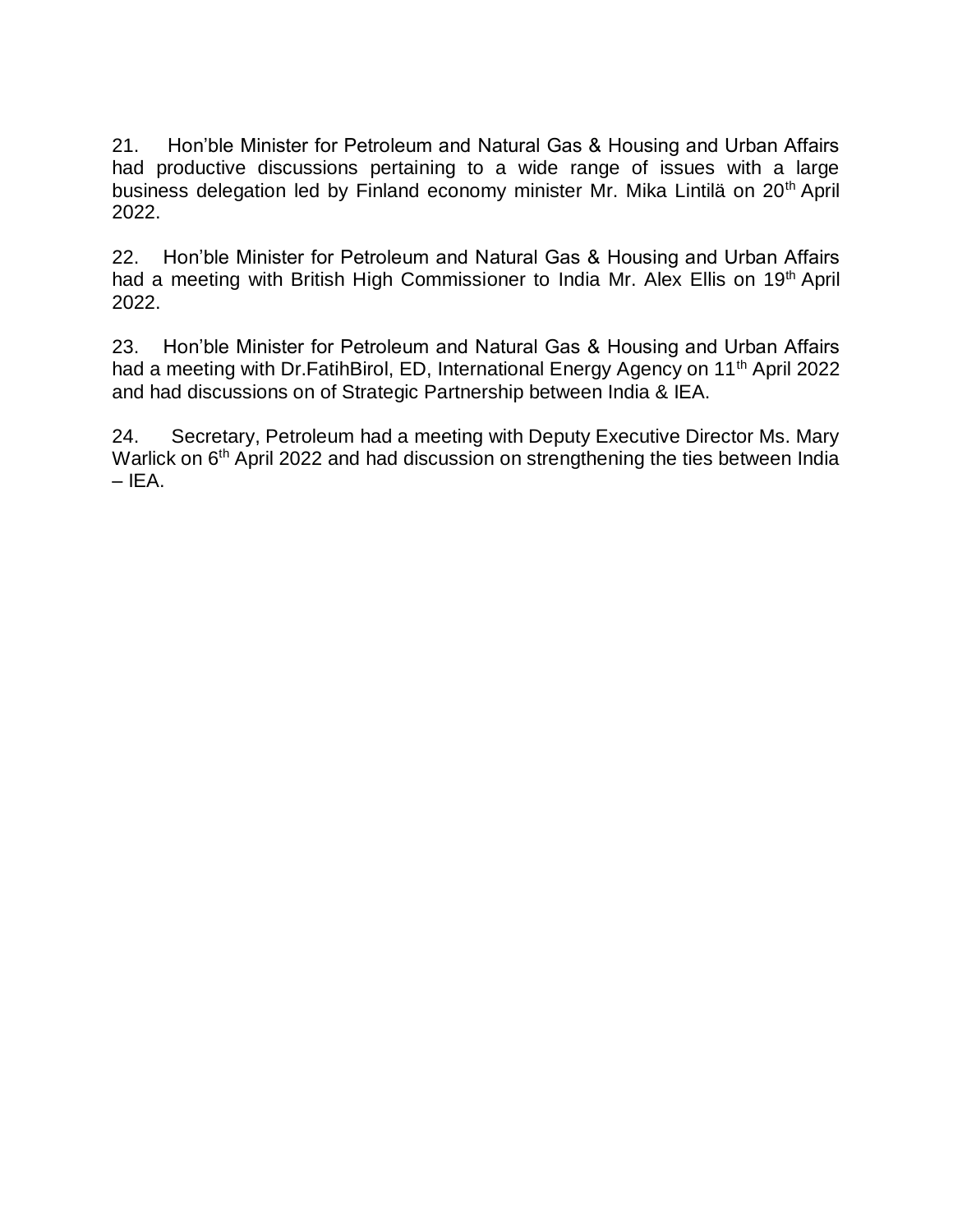21. Hon'ble Minister for Petroleum and Natural Gas & Housing and Urban Affairs had productive discussions pertaining to a wide range of issues with a large business delegation led by Finland economy minister Mr. Mika Lintilä on 20th April 2022.

22. Hon'ble Minister for Petroleum and Natural Gas & Housing and Urban Affairs had a meeting with British High Commissioner to India Mr. Alex Ellis on 19th April 2022.

23. Hon'ble Minister for Petroleum and Natural Gas & Housing and Urban Affairs had a meeting with Dr.FatihBirol, ED, International Energy Agency on 11th April 2022 and had discussions on of Strategic Partnership between India & IEA.

24. Secretary, Petroleum had a meeting with Deputy Executive Director Ms. Mary Warlick on 6th April 2022 and had discussion on strengthening the ties between India – IEA.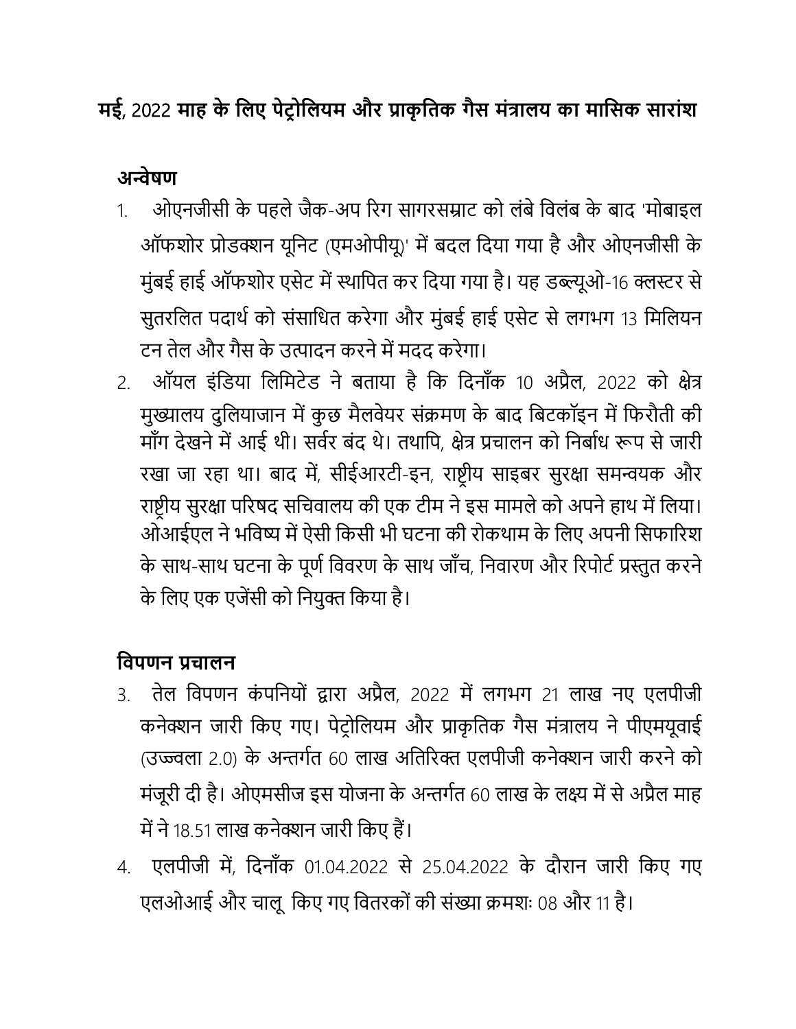# मई, 2022 माह के लिए पेट्रोलियम और प्राकृतिक गैस मंत्रालय का मासिक सारांश

## अन्वेषण

1. ओएनजीसी के पहले जैक-अप रिग सागरसम्राट को लंबे विलंब के बाद 'मोबाइल ऑफशोर प्रोडक्शन यूनिट (एमओपीयू)' में बदल दिया गया है और ओएनजीसी के मुंबई हाई ऑफशोर एसेट में स्थापित कर दिया गया है। यह डब्ल्यूओ-16 क्लस्टर से सुतरलित पदार्थ को संसाधित करेगा और मुंबई हाई एसेट से लगभग 13 मिलियन टन तेल और गैस के उत्पादन करने में मदद करेगा।
2. ऑयल इंडिया लिमिटेड ने बताया है कि दिनाँक 10 अप्रैल, 2022 को क्षेत्र मुख्यालय दुलियाजान में कुछ मैलवेयर संक्रमण के बाद बिटकॉइन में फिरौती की माँग देखने में आई थी। सर्वर बंद थे। तथापि, क्षेत्र प्रचालन को निर्बाध रूप से जारी रखा जा रहा था। बाद में, सीईआरटी-इन, राष्ट्रीय साइबर सुरक्षा समन्वयक और राष्ट्रीय सुरक्षा परिषद सचिवालय की एक टीम ने इस मामले को अपने हाथ में लिया। ओआईएल ने भविष्य में ऐसी किसी भी घटना की रोकथाम के लिए अपनी सिफारिश के साथ-साथ घटना के पूर्ण विवरण के साथ जाँच, निवारण और रिपोर्ट प्रस्तुत करने के लिए एक एजेंसी को नियुक्त किया है।

## विपणन प्रचालन

3. तेल विपणन कंपनियों द्वारा अप्रैल, 2022 में लगभग 21 लाख नए एलपीजी कनेक्शन जारी किए गए। पेट्रोलियम और प्राकृतिक गैस मंत्रालय ने पीएमयूवाई (उज्ज्वला 2.0) के अन्तर्गत 60 लाख अतिरिक्त एलपीजी कनेक्शन जारी करने को मंजूरी दी है। ओएमसीज इस योजना के अन्तर्गत 60 लाख के लक्ष्य में से अप्रैल माह में ने 18.51 लाख कनेक्शन जारी किए हैं।
4. एलपीजी में, दिनाँक 01.04.2022 से 25.04.2022 के दौरान जारी किए गए एलओआई और चालू किए गए वितरकों की संख्या क्रमशः 08 और 11 है।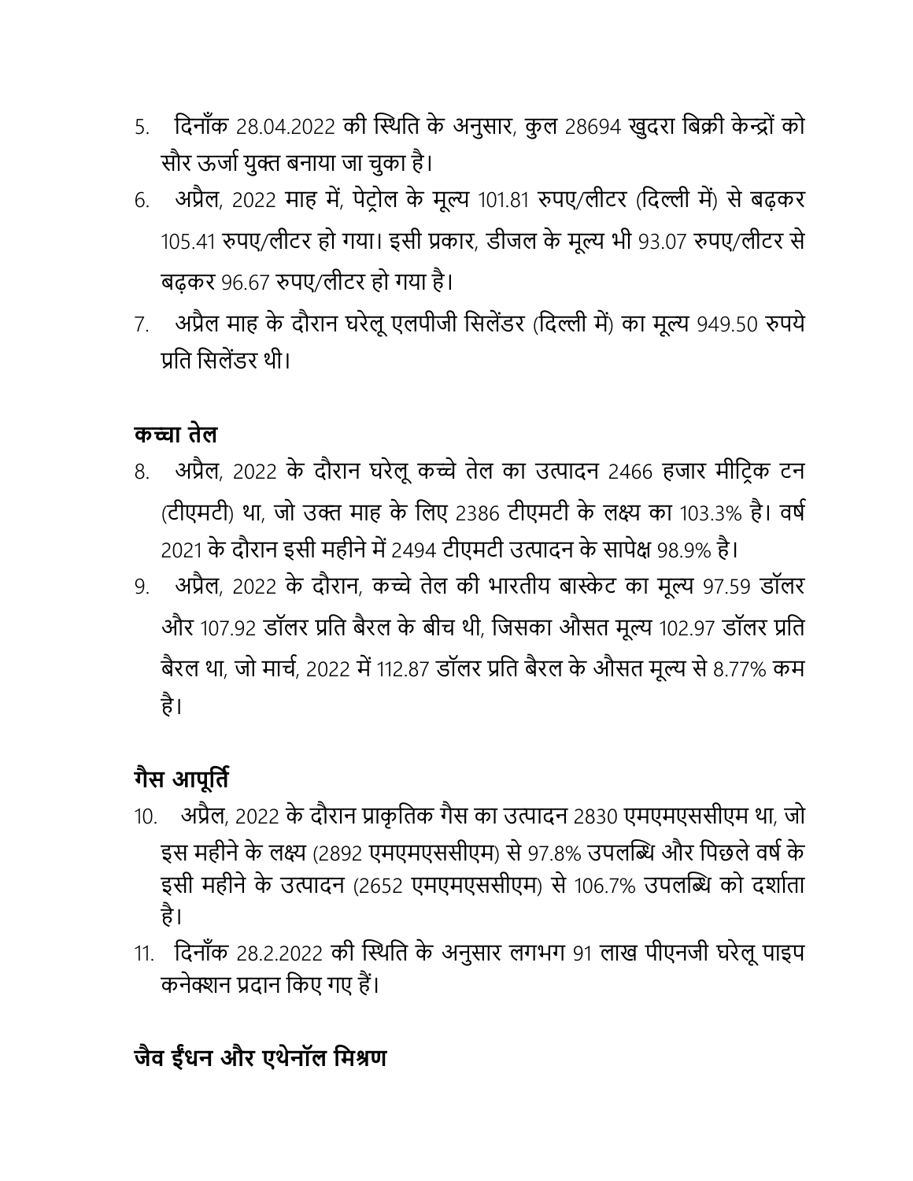5. दिनाँक 28.04.2022 की स्थिति के अनुसार, कुल 28694 खुदरा बिक्री केन्द्रों को सौर ऊर्जा युक्त बनाया जा चुका है।
6. अप्रैल, 2022 माह में, पेट्रोल के मूल्य 101.81 रुपए/लीटर (दिल्ली में) से बढ़कर 105.41 रुपए/लीटर हो गया। इसी प्रकार, डीजल के मूल्य भी 93.07 रुपए/लीटर से बढ़कर 96.67 रुपए/लीटर हो गया है।
7. अप्रैल माह के दौरान घरेलू एलपीजी सिलेंडर (दिल्ली में) का मूल्य 949.50 रुपये प्रति सिलेंडर थी।

## कच्चा तेल

8. अप्रैल, 2022 के दौरान घरेलू कच्चे तेल का उत्पादन 2466 हजार मीट्रिक टन (टीएमटी) था, जो उक्त माह के लिए 2386 टीएमटी के लक्ष्य का 103.3% है। वर्ष 2021 के दौरान इसी महीने में 2494 टीएमटी उत्पादन के सापेक्ष 98.9% है।
9. अप्रैल, 2022 के दौरान, कच्चे तेल की भारतीय बास्केट का मूल्य 97.59 डॉलर और 107.92 डॉलर प्रति बैरल के बीच थी, जिसका औसत मूल्य 102.97 डॉलर प्रति बैरल था, जो मार्च, 2022 में 112.87 डॉलर प्रति बैरल के औसत मूल्य से 8.77% कम है।

## गैस आपूर्ति

10. अप्रैल, 2022 के दौरान प्राकृतिक गैस का उत्पादन 2830 एमएमएससीएम था, जो इस महीने के लक्ष्य (2892 एमएमएससीएम) से 97.8% उपलब्धि और पिछले वर्ष के इसी महीने के उत्पादन (2652 एमएमएससीएम) से 106.7% उपलब्धि को दर्शाता है।
11. दिनाँक 28.2.2022 की स्थिति के अनुसार लगभग 91 लाख पीएनजी घरेलू पाइप कनेक्शन प्रदान किए गए हैं।

## जैव ईंधन और एथेनॉल मिश्रण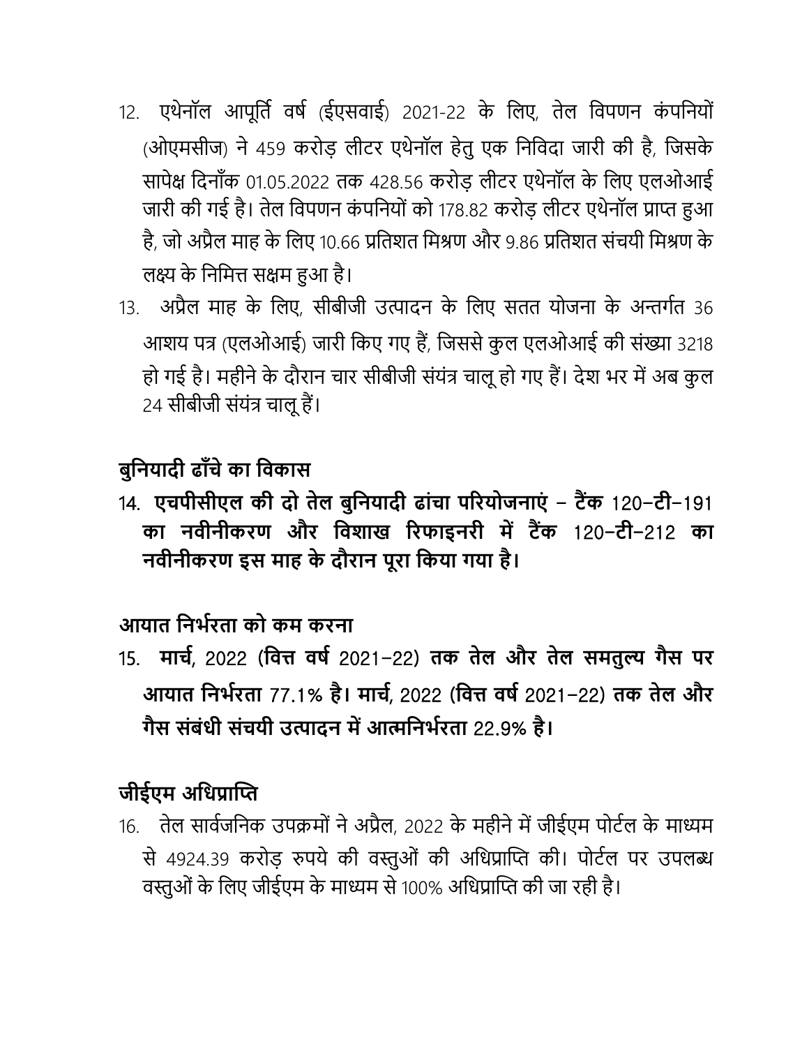12. एथेनॉल आपूर्ति वर्ष (ईएसवाई) 2021-22 के लिए, तेल विपणन कंपनियों (ओएमसीज) ने 459 करोड़ लीटर एथेनॉल हेतु एक निविदा जारी की है, जिसके सापेक्ष दिनाँक 01.05.2022 तक 428.56 करोड़ लीटर एथेनॉल के लिए एलओआई जारी की गई है। तेल विपणन कंपनियों को 178.82 करोड़ लीटर एथेनॉल प्राप्त हुआ है, जो अप्रैल माह के लिए 10.66 प्रतिशत मिश्रण और 9.86 प्रतिशत संचयी मिश्रण के लक्ष्य के निमित्त सक्षम हुआ है।

13. अप्रैल माह के लिए, सीबीजी उत्पादन के लिए सतत योजना के अन्तर्गत 36 आशय पत्र (एलओआई) जारी किए गए हैं, जिससे कुल एलओआई की संख्या 3218 हो गई है। महीने के दौरान चार सीबीजी संयंत्र चालू हो गए हैं। देश भर में अब कुल 24 सीबीजी संयंत्र चालू हैं।

## बुनियादी ढाँचे का विकास

14. **एचपीसीएल की दो तेल बुनियादी ढांचा परियोजनाएं – टैंक 120–टी–191 का नवीनीकरण और विशाख रिफाइनरी में टैंक 120–टी–212 का नवीनीकरण इस माह के दौरान पूरा किया गया है।**

## आयात निर्भरता को कम करना

15. **मार्च, 2022 (वित्त वर्ष 2021–22) तक तेल और तेल समतुल्य गैस पर आयात निर्भरता 77.1% है। मार्च, 2022 (वित्त वर्ष 2021–22) तक तेल और गैस संबंधी संचयी उत्पादन में आत्मनिर्भरता 22.9% है।**

## जीईएम अधिप्राप्ति

16. तेल सार्वजनिक उपक्रमों ने अप्रैल, 2022 के महीने में जीईएम पोर्टल के माध्यम से 4924.39 करोड़ रुपये की वस्तुओं की अधिप्राप्ति की। पोर्टल पर उपलब्ध वस्तुओं के लिए जीईएम के माध्यम से 100% अधिप्राप्ति की जा रही है।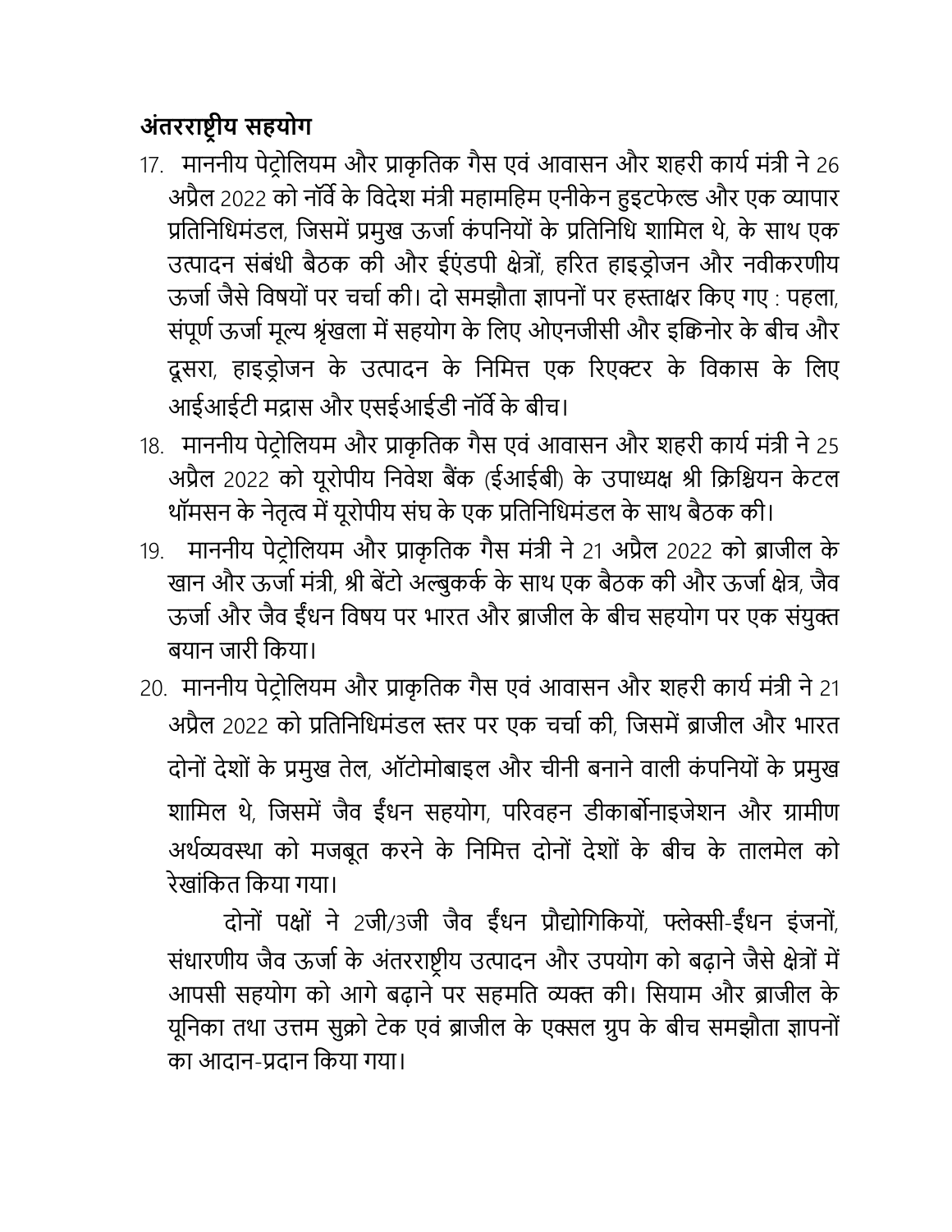## अंतरराष्ट्रीय सहयोग

17. माननीय पेट्रोलियम और प्राकृतिक गैस एवं आवासन और शहरी कार्य मंत्री ने 26 अप्रैल 2022 को नॉर्वे के विदेश मंत्री महामहिम एनीकेन हुइटफेल्ड और एक व्यापार प्रतिनिधिमंडल, जिसमें प्रमुख ऊर्जा कंपनियों के प्रतिनिधि शामिल थे, के साथ एक उत्पादन संबंधी बैठक की और ईएंडपी क्षेत्रों, हरित हाइड्रोजन और नवीकरणीय ऊर्जा जैसे विषयों पर चर्चा की। दो समझौता ज्ञापनों पर हस्ताक्षर किए गए : पहला, संपूर्ण ऊर्जा मूल्य श्रृंखला में सहयोग के लिए ओएनजीसी और इक्विनोर के बीच और दूसरा, हाइड्रोजन के उत्पादन के निमित्त एक रिएक्टर के विकास के लिए आईआईटी मद्रास और एसईआईडी नॉर्वे के बीच।
18. माननीय पेट्रोलियम और प्राकृतिक गैस एवं आवासन और शहरी कार्य मंत्री ने 25 अप्रैल 2022 को यूरोपीय निवेश बैंक (ईआईबी) के उपाध्यक्ष श्री क्रिश्चियन केटल थॉमसन के नेतृत्व में यूरोपीय संघ के एक प्रतिनिधिमंडल के साथ बैठक की।
19. माननीय पेट्रोलियम और प्राकृतिक गैस मंत्री ने 21 अप्रैल 2022 को ब्राजील के खान और ऊर्जा मंत्री, श्री बेंटो अल्बुकर्क के साथ एक बैठक की और ऊर्जा क्षेत्र, जैव ऊर्जा और जैव ईंधन विषय पर भारत और ब्राजील के बीच सहयोग पर एक संयुक्त बयान जारी किया।
20. माननीय पेट्रोलियम और प्राकृतिक गैस एवं आवासन और शहरी कार्य मंत्री ने 21 अप्रैल 2022 को प्रतिनिधिमंडल स्तर पर एक चर्चा की, जिसमें ब्राजील और भारत दोनों देशों के प्रमुख तेल, ऑटोमोबाइल और चीनी बनाने वाली कंपनियों के प्रमुख शामिल थे, जिसमें जैव ईंधन सहयोग, परिवहन डीकार्बोनाइजेशन और ग्रामीण अर्थव्यवस्था को मजबूत करने के निमित्त दोनों देशों के बीच के तालमेल को रेखांकित किया गया।

    दोनों पक्षों ने 2जी/3जी जैव ईंधन प्रौद्योगिकियों, फ्लेक्सी-ईंधन इंजनों, संधारणीय जैव ऊर्जा के अंतरराष्ट्रीय उत्पादन और उपयोग को बढ़ाने जैसे क्षेत्रों में आपसी सहयोग को आगे बढ़ाने पर सहमति व्यक्त की। सियाम और ब्राजील के यूनिका तथा उत्तम सुक्रो टेक एवं ब्राजील के एक्सल ग्रुप के बीच समझौता ज्ञापनों का आदान-प्रदान किया गया।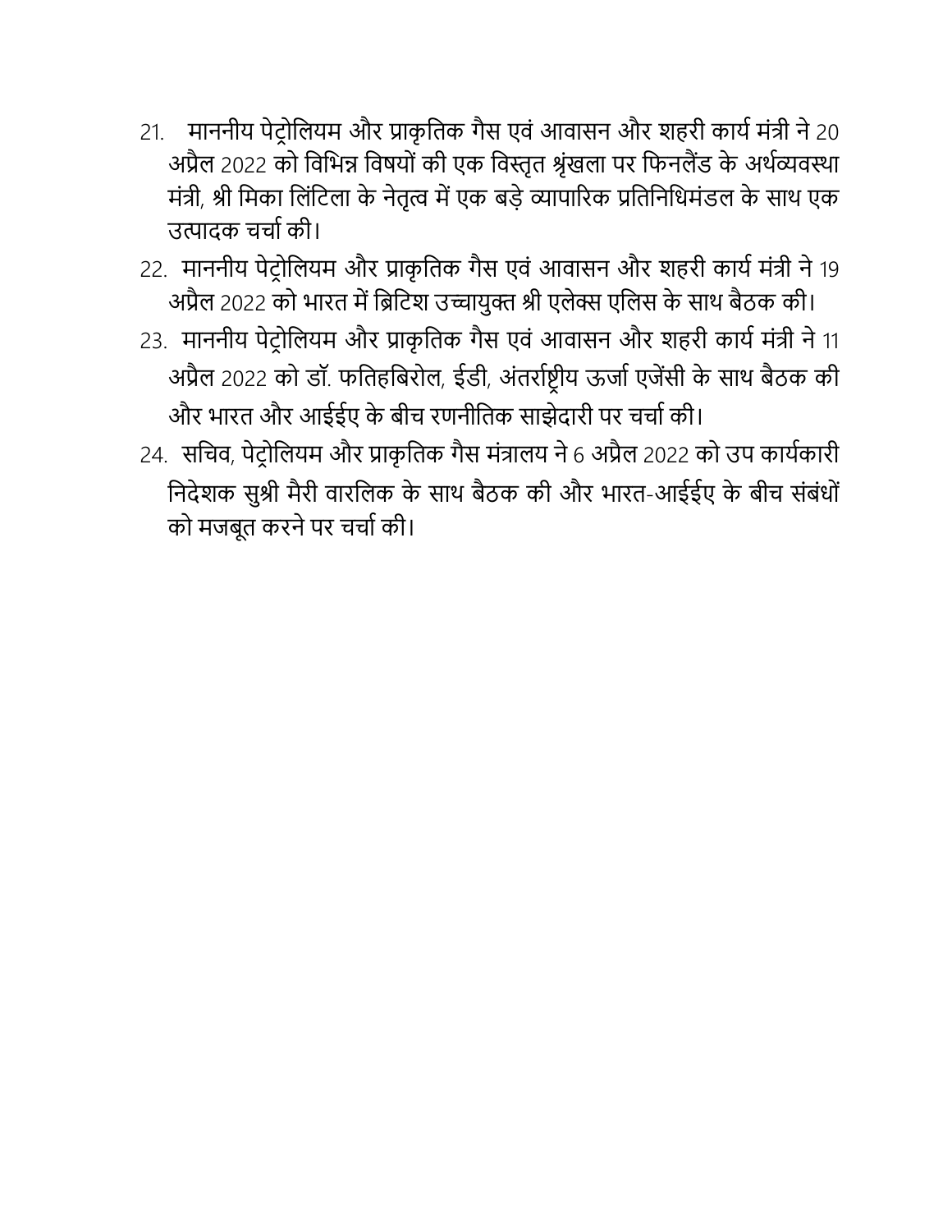21. माननीय पेट्रोलियम और प्राकृतिक गैस एवं आवासन और शहरी कार्य मंत्री ने 20 अप्रैल 2022 को विभिन्न विषयों की एक विस्तृत श्रृंखला पर फिनलैंड के अर्थव्यवस्था मंत्री, श्री मिका लिंटिला के नेतृत्व में एक बड़े व्यापारिक प्रतिनिधिमंडल के साथ एक उत्पादक चर्चा की।
22. माननीय पेट्रोलियम और प्राकृतिक गैस एवं आवासन और शहरी कार्य मंत्री ने 19 अप्रैल 2022 को भारत में ब्रिटिश उच्चायुक्त श्री एलेक्स एलिस के साथ बैठक की।
23. माननीय पेट्रोलियम और प्राकृतिक गैस एवं आवासन और शहरी कार्य मंत्री ने 11 अप्रैल 2022 को डॉ. फतिहबिरोल, ईडी, अंतर्राष्ट्रीय ऊर्जा एजेंसी के साथ बैठक की और भारत और आईईए के बीच रणनीतिक साझेदारी पर चर्चा की।
24. सचिव, पेट्रोलियम और प्राकृतिक गैस मंत्रालय ने 6 अप्रैल 2022 को उप कार्यकारी निदेशक सुश्री मैरी वारलिक के साथ बैठक की और भारत-आईईए के बीच संबंधों को मजबूत करने पर चर्चा की।